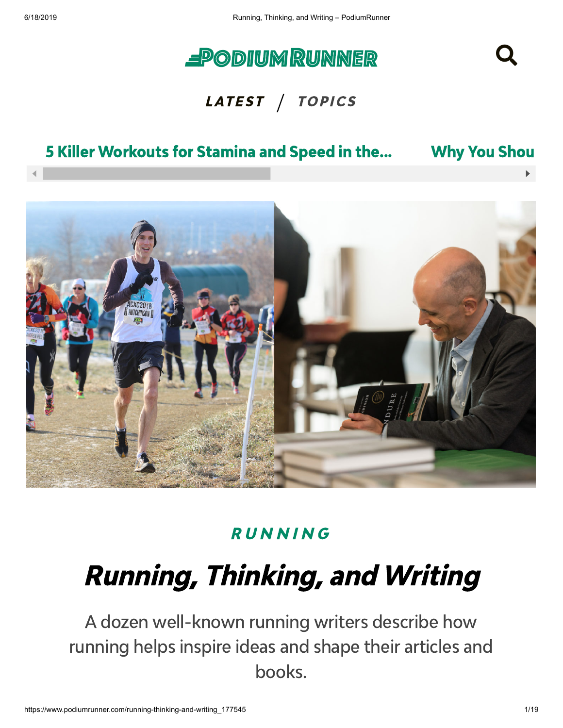LATEST / TOPICS

5 Killer Workouts for Stamina and Speed in the...

Why You Shou

RUNNING

# Running, Thinking, and Writing

A dozen well-known running writers describe how running helps inspire ideas and shape their articles and books.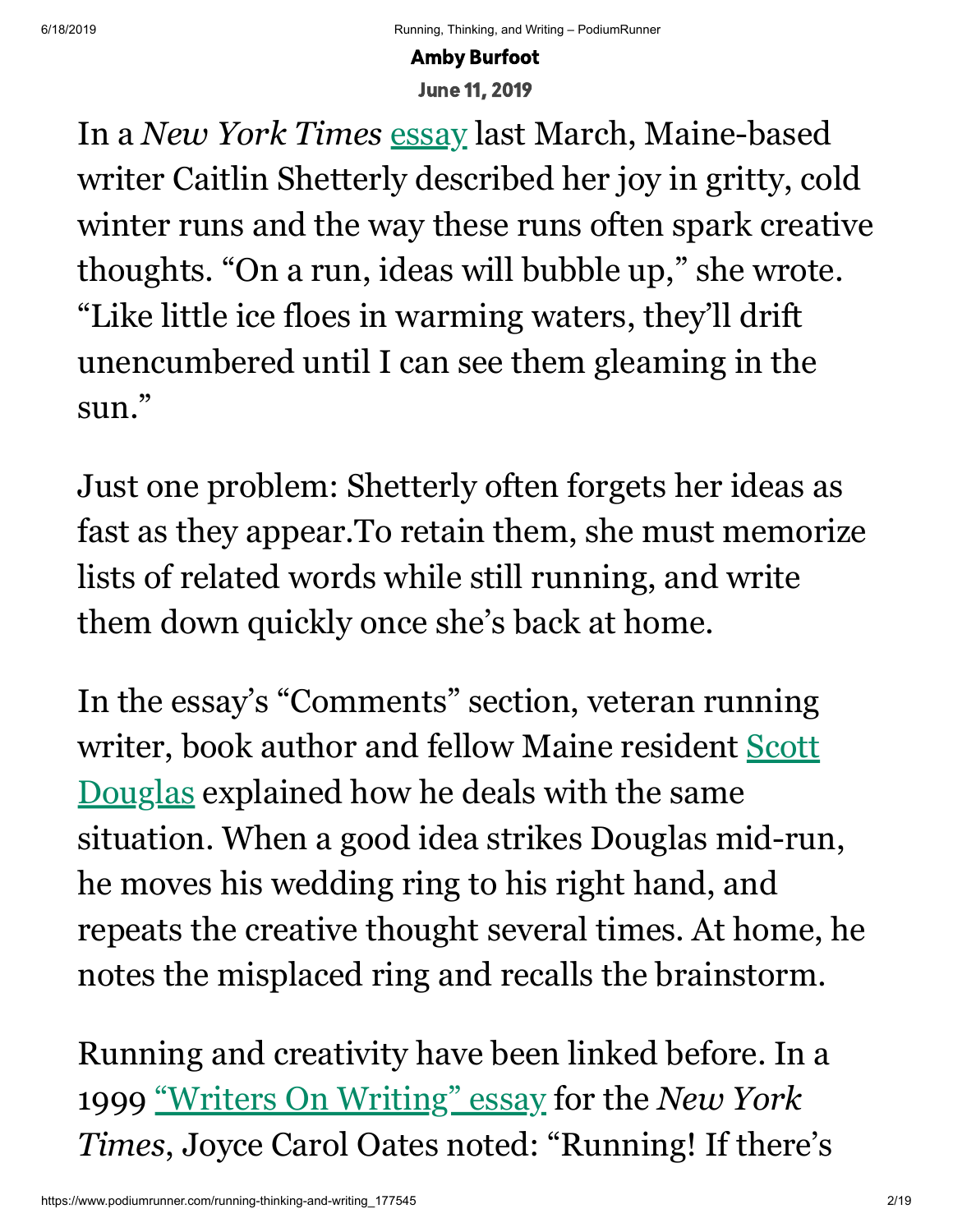**Amby Burfoot**

**June 11, 2019**

In a *New York Times* essay last March, Maine-based writer Caitlin Shetterly described her joy in gritty, cold winter runs and the way these runs often spark creative thoughts. "On a run, ideas will bubble up," she wrote. "Like little ice floes in warming waters, they'll drift unencumbered until I can see them gleaming in the sun."

Just one problem: Shetterly often forgets her ideas as fast as they appear.To retain them, she must memorize lists of related words while still running, and write them down quickly once she's back at home.

In the essay's "Comments" section, veteran running writer, book author and fellow Maine resident Scott Douglas explained how he deals with the same situation. When a good idea strikes Douglas mid-run, he moves his wedding ring to his right hand, and repeats the creative thought several times. At home, he notes the misplaced ring and recalls the brainstorm.

Running and creativity have been linked before. In a 1999 "Writers On Writing" essay for the *New York Times*, Joyce Carol Oates noted: "Running! If there's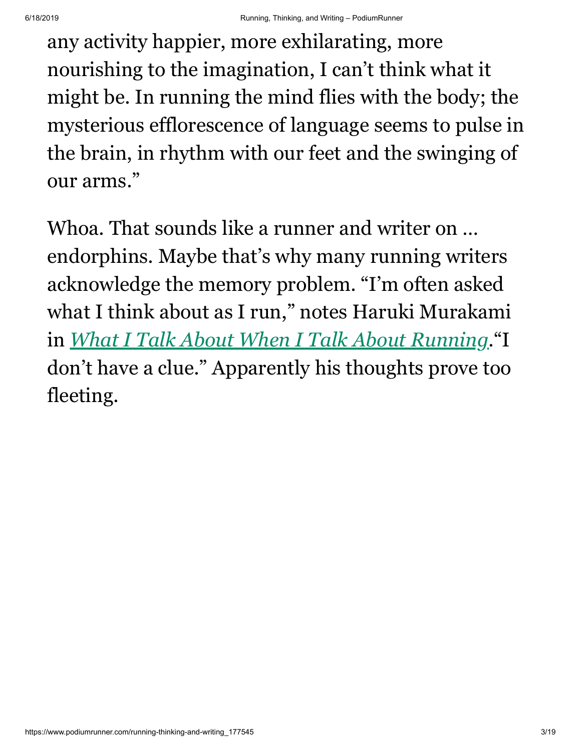any activity happier, more exhilarating, more nourishing to the imagination, I can't think what it might be. In running the mind flies with the body; the mysterious efflorescence of language seems to pulse in the brain, in rhythm with our feet and the swinging of our arms."

Whoa. That sounds like a runner and writer on … endorphins. Maybe that's why many running writers acknowledge the memory problem. "I'm often asked what I think about as I run," notes Haruki Murakami in *What I Talk About When I Talk About Running*."I don't have a clue." Apparently his thoughts prove too fleeting.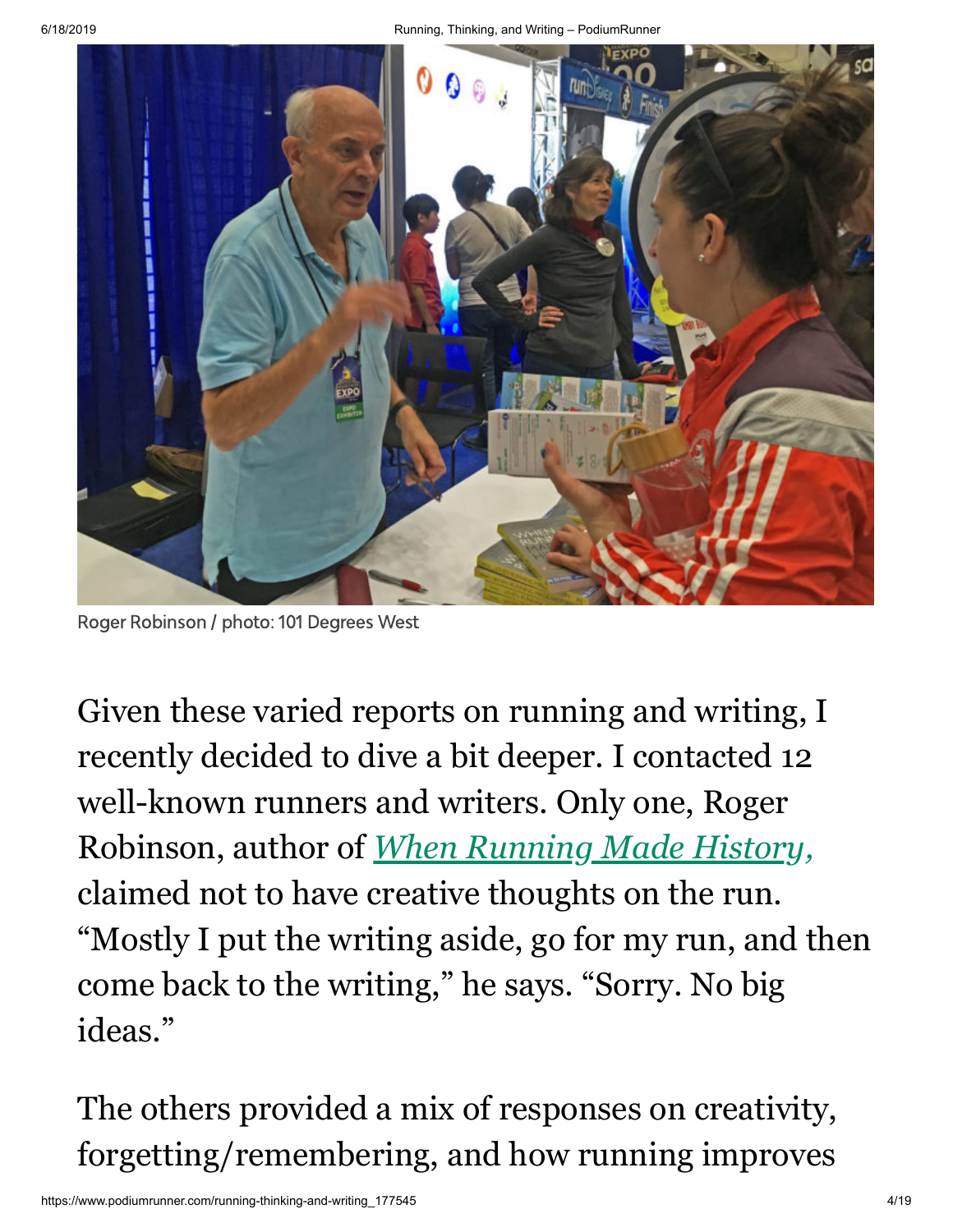Roger Robinson / photo: 101 Degrees West

Given these varied reports on running and writing, I recently decided to dive a bit deeper. I contacted 12 well-known runners and writers. Only one, Roger Robinson, author of *When Running Made History,* claimed not to have creative thoughts on the run. "Mostly I put the writing aside, go for my run, and then come back to the writing," he says. "Sorry. No big ideas."

The others provided a mix of responses on creativity, forgetting/remembering, and how running improves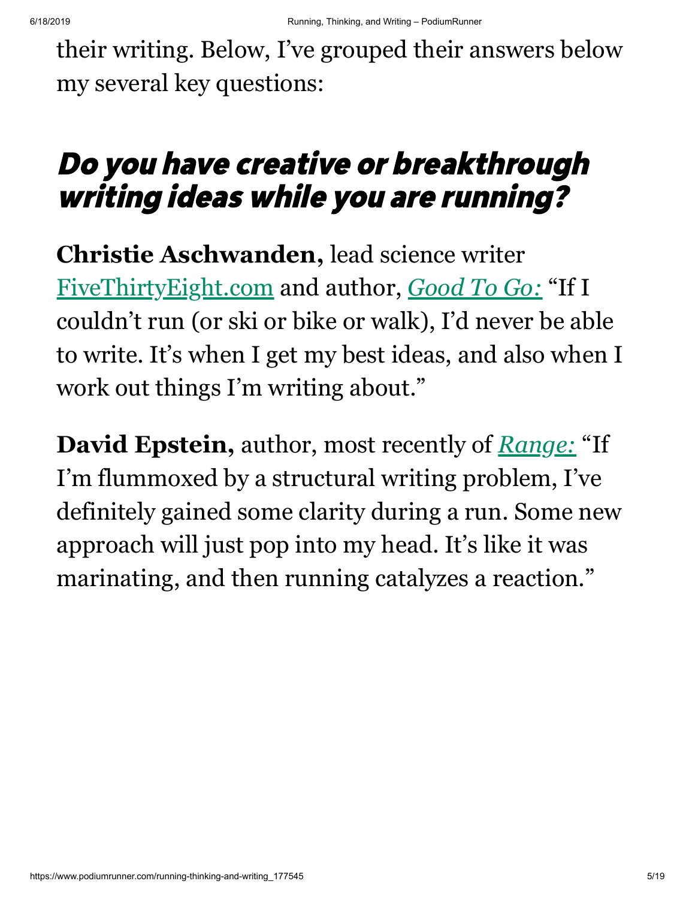their writing. Below, I've grouped their answers below my several key questions:

## *Do you have creative or breakthrough writing ideas while you are running?*

**Christie Aschwanden,** lead science writer FiveThirtyEight.com and author, *Good To Go:* "If I couldn't run (or ski or bike or walk), I'd never be able to write. It's when I get my best ideas, and also when I work out things I'm writing about."

**David Epstein,** author, most recently of *Range:* "If I'm flummoxed by a structural writing problem, I've definitely gained some clarity during a run. Some new approach will just pop into my head. It's like it was marinating, and then running catalyzes a reaction."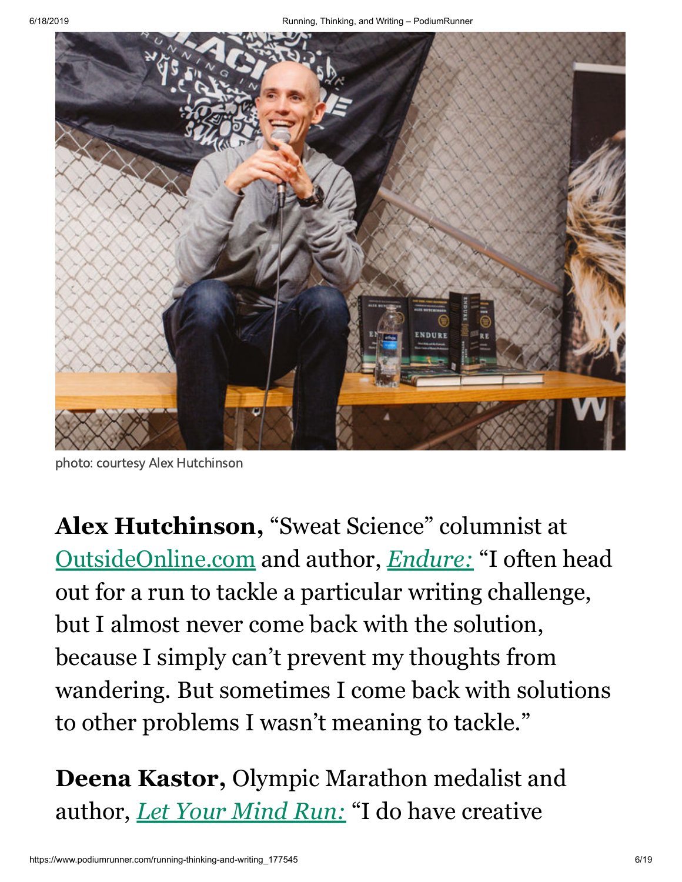photo: courtesy Alex Hutchinson

**Alex Hutchinson,** “Sweat Science” columnist at OutsideOnline.com and author, *Endure:* “I often head out for a run to tackle a particular writing challenge, but I almost never come back with the solution, because I simply can’t prevent my thoughts from wandering. But sometimes I come back with solutions to other problems I wasn’t meaning to tackle.”

**Deena Kastor,** Olympic Marathon medalist and author, *Let Your Mind Run:* “I do have creative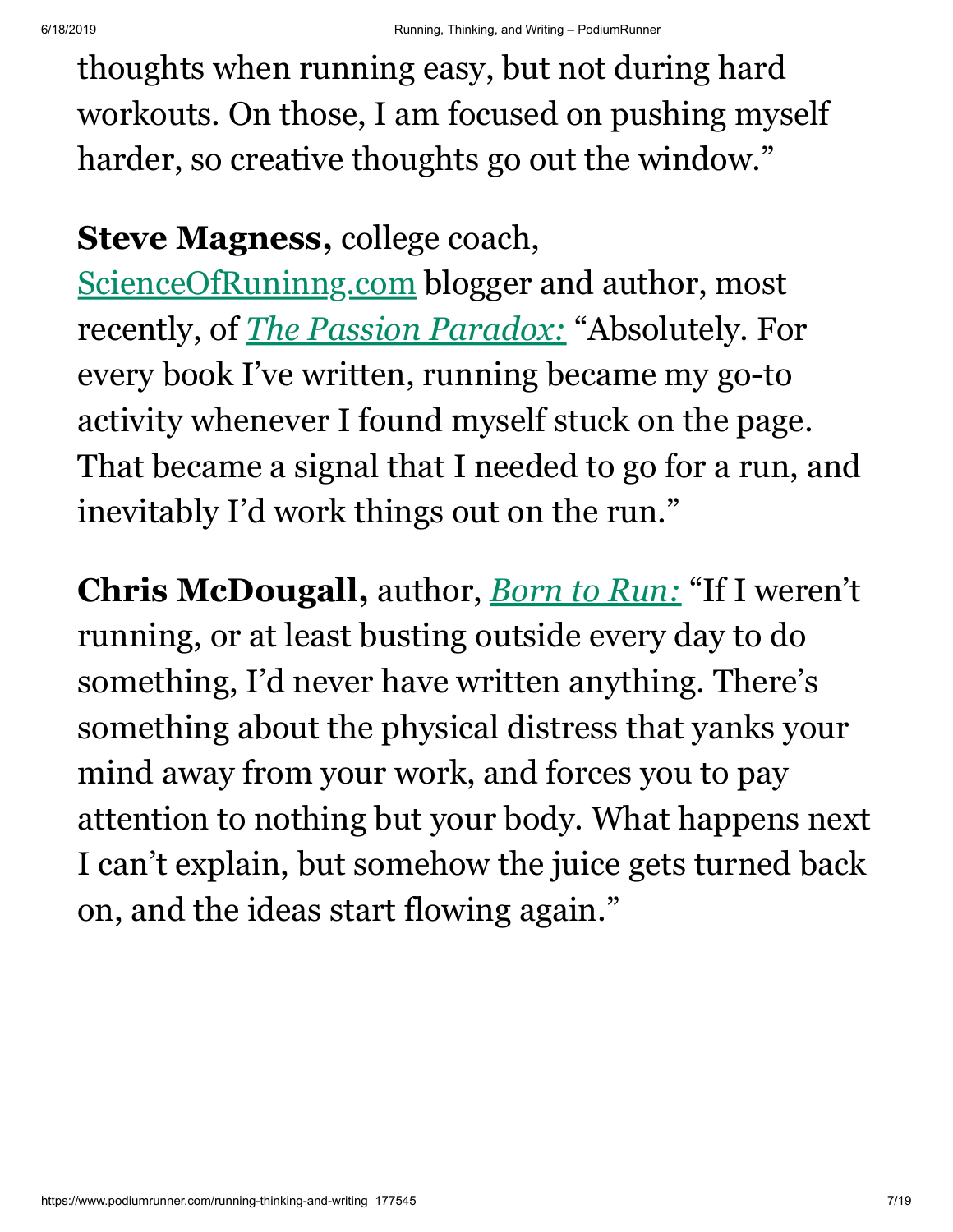thoughts when running easy, but not during hard workouts. On those, I am focused on pushing myself harder, so creative thoughts go out the window."

**Steve Magness,** college coach, ScienceOfRuninng.com blogger and author, most recently, of *The Passion Paradox:* "Absolutely. For every book I've written, running became my go-to activity whenever I found myself stuck on the page. That became a signal that I needed to go for a run, and inevitably I'd work things out on the run."

**Chris McDougall,** author, *Born to Run:* "If I weren't running, or at least busting outside every day to do something, I'd never have written anything. There's something about the physical distress that yanks your mind away from your work, and forces you to pay attention to nothing but your body. What happens next I can't explain, but somehow the juice gets turned back on, and the ideas start flowing again."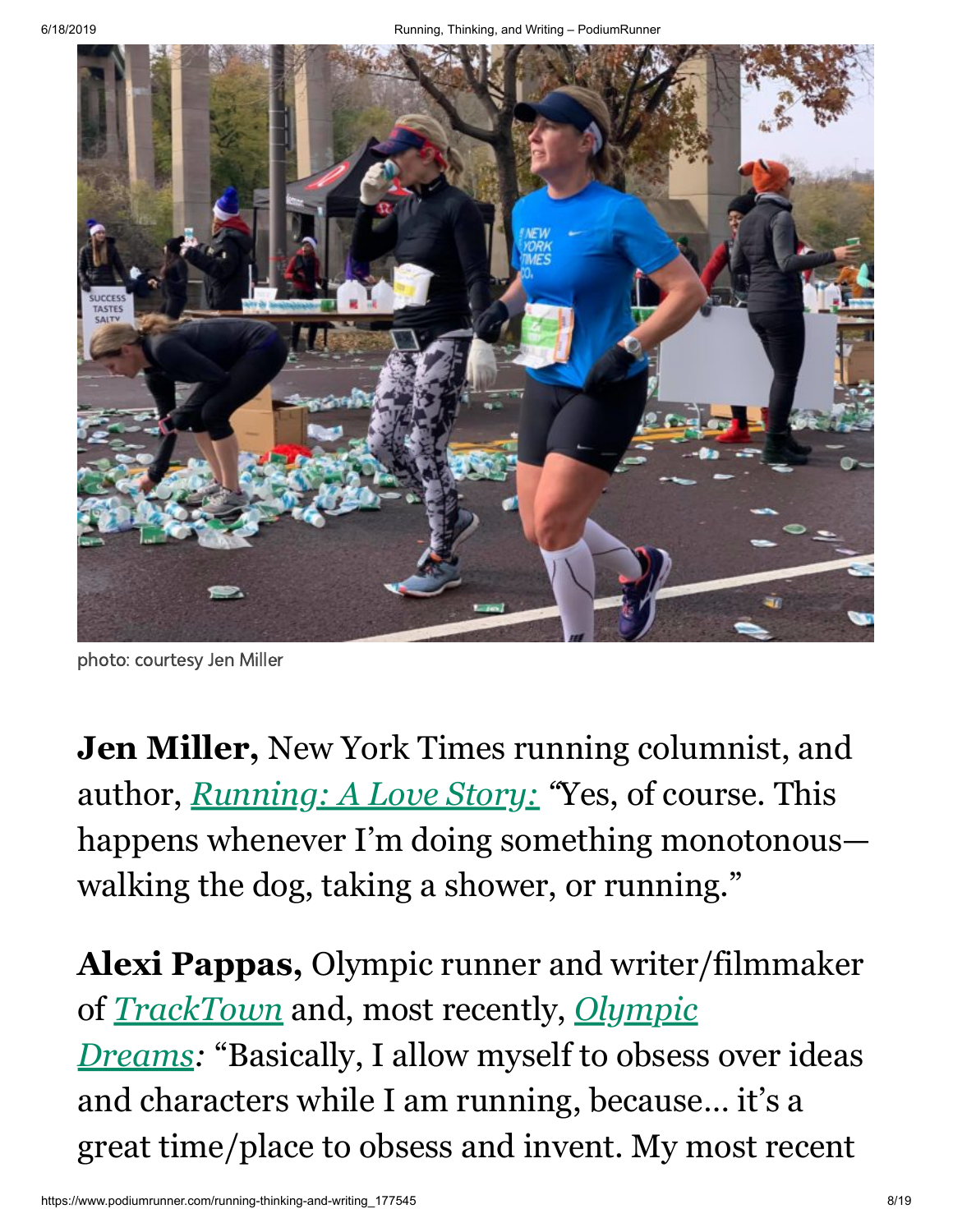photo: courtesy Jen Miller

**Jen Miller,** New York Times running columnist, and author, *[Running: A Love Story:](#)* "Yes, of course. This happens whenever I'm doing something monotonous—walking the dog, taking a shower, or running."

**Alexi Pappas,** Olympic runner and writer/filmmaker of *[TrackTown](#)* and, most recently, *[Olympic Dreams](#):* "Basically, I allow myself to obsess over ideas and characters while I am running, because… it's a great time/place to obsess and invent. My most recent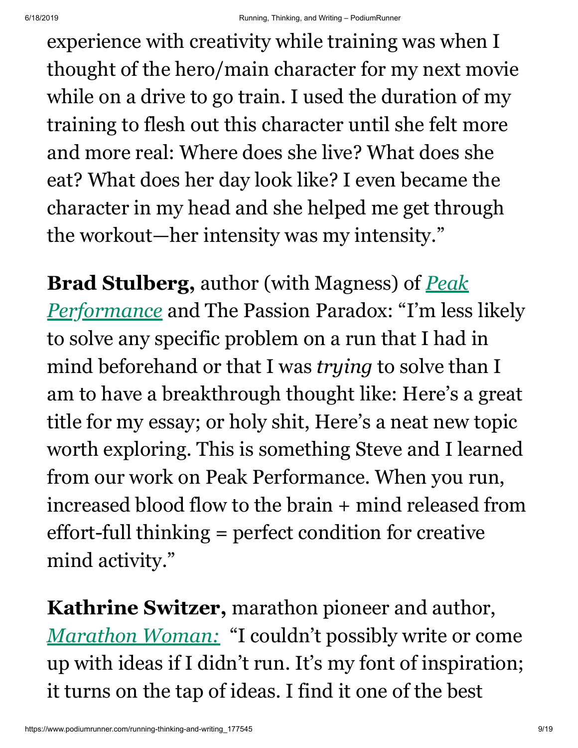experience with creativity while training was when I thought of the hero/main character for my next movie while on a drive to go train. I used the duration of my training to flesh out this character until she felt more and more real: Where does she live? What does she eat? What does her day look like? I even became the character in my head and she helped me get through the workout—her intensity was my intensity."

**Brad Stulberg,** author (with Magness) of *Peak Performance* and The Passion Paradox: "I'm less likely to solve any specific problem on a run that I had in mind beforehand or that I was *trying* to solve than I am to have a breakthrough thought like: Here's a great title for my essay; or holy shit, Here's a neat new topic worth exploring. This is something Steve and I learned from our work on Peak Performance. When you run, increased blood flow to the brain + mind released from effort-full thinking = perfect condition for creative mind activity."

**Kathrine Switzer,** marathon pioneer and author, *Marathon Woman:* "I couldn't possibly write or come up with ideas if I didn't run. It's my font of inspiration; it turns on the tap of ideas. I find it one of the best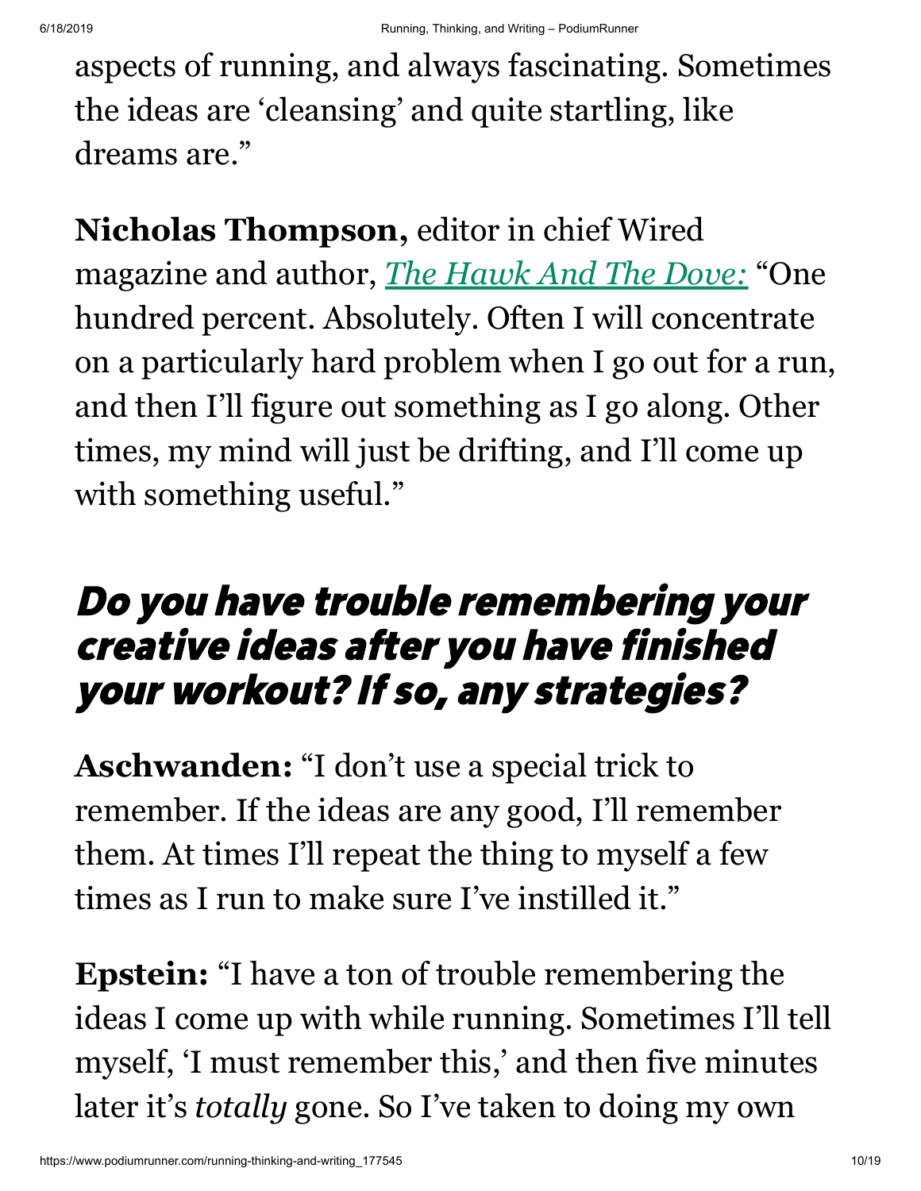aspects of running, and always fascinating. Sometimes the ideas are 'cleansing' and quite startling, like dreams are."

**Nicholas Thompson,** editor in chief Wired magazine and author, *The Hawk And The Dove:* "One hundred percent. Absolutely. Often I will concentrate on a particularly hard problem when I go out for a run, and then I'll figure out something as I go along. Other times, my mind will just be drifting, and I'll come up with something useful."

## *Do you have trouble remembering your creative ideas after you have finished your workout? If so, any strategies?*

**Aschwanden:** "I don't use a special trick to remember. If the ideas are any good, I'll remember them. At times I'll repeat the thing to myself a few times as I run to make sure I've instilled it."

**Epstein:** "I have a ton of trouble remembering the ideas I come up with while running. Sometimes I'll tell myself, 'I must remember this,' and then five minutes later it's *totally* gone. So I've taken to doing my own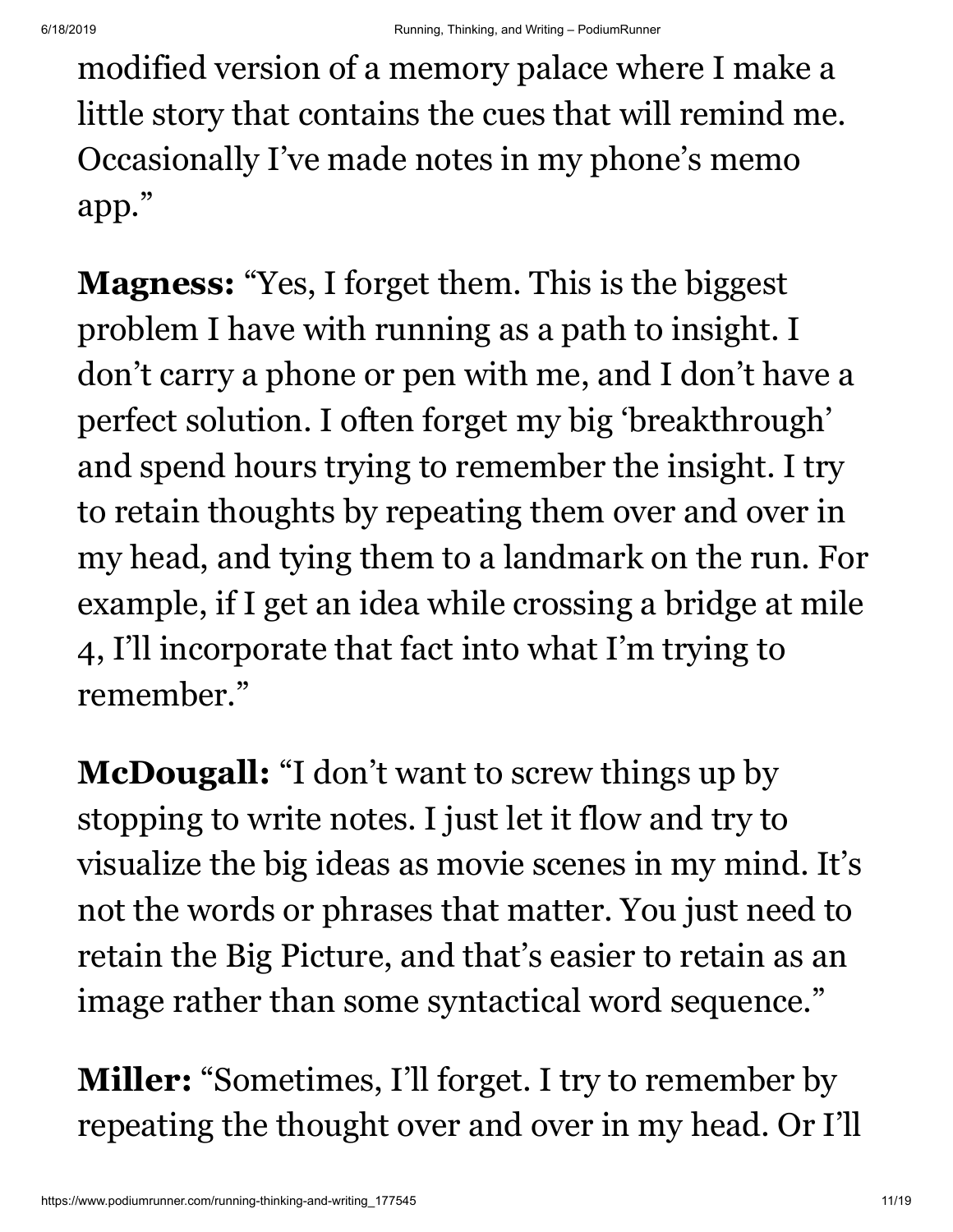modified version of a memory palace where I make a little story that contains the cues that will remind me. Occasionally I've made notes in my phone's memo app."

**Magness:** "Yes, I forget them. This is the biggest problem I have with running as a path to insight. I don't carry a phone or pen with me, and I don't have a perfect solution. I often forget my big 'breakthrough' and spend hours trying to remember the insight. I try to retain thoughts by repeating them over and over in my head, and tying them to a landmark on the run. For example, if I get an idea while crossing a bridge at mile 4, I'll incorporate that fact into what I'm trying to remember."

**McDougall:** "I don't want to screw things up by stopping to write notes. I just let it flow and try to visualize the big ideas as movie scenes in my mind. It's not the words or phrases that matter. You just need to retain the Big Picture, and that's easier to retain as an image rather than some syntactical word sequence."

**Miller:** "Sometimes, I'll forget. I try to remember by repeating the thought over and over in my head. Or I'll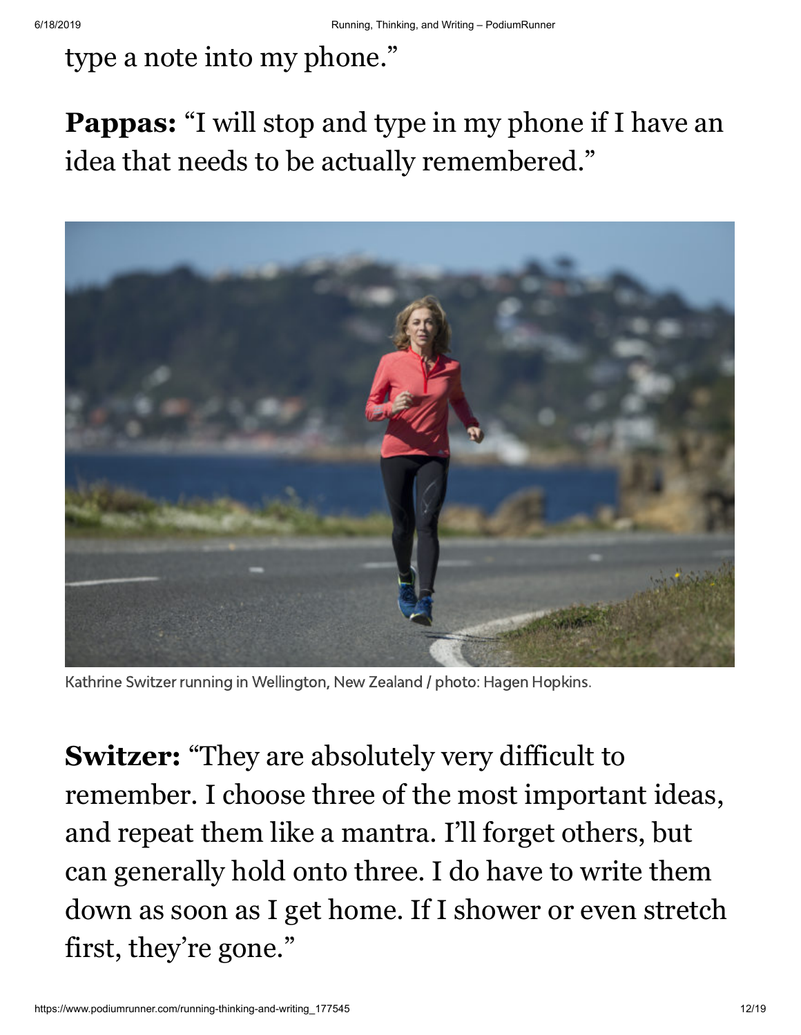type a note into my phone."

**Pappas:** "I will stop and type in my phone if I have an idea that needs to be actually remembered."

Kathrine Switzer running in Wellington, New Zealand / photo: Hagen Hopkins.

**Switzer:** "They are absolutely very difficult to remember. I choose three of the most important ideas, and repeat them like a mantra. I'll forget others, but can generally hold onto three. I do have to write them down as soon as I get home. If I shower or even stretch first, they're gone."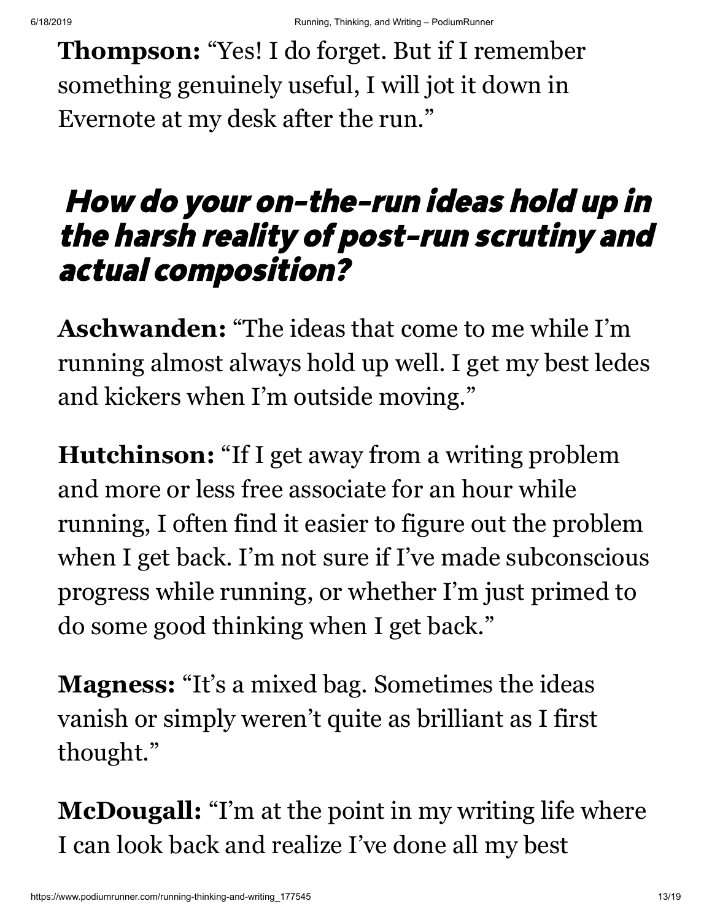**Thompson:** "Yes! I do forget. But if I remember something genuinely useful, I will jot it down in Evernote at my desk after the run."

## *How do your on-the-run ideas hold up in the harsh reality of post-run scrutiny and actual composition?*

**Aschwanden:** "The ideas that come to me while I'm running almost always hold up well. I get my best ledes and kickers when I'm outside moving."

**Hutchinson:** "If I get away from a writing problem and more or less free associate for an hour while running, I often find it easier to figure out the problem when I get back. I'm not sure if I've made subconscious progress while running, or whether I'm just primed to do some good thinking when I get back."

**Magness:** "It's a mixed bag. Sometimes the ideas vanish or simply weren't quite as brilliant as I first thought."

**McDougall:** "I'm at the point in my writing life where I can look back and realize I've done all my best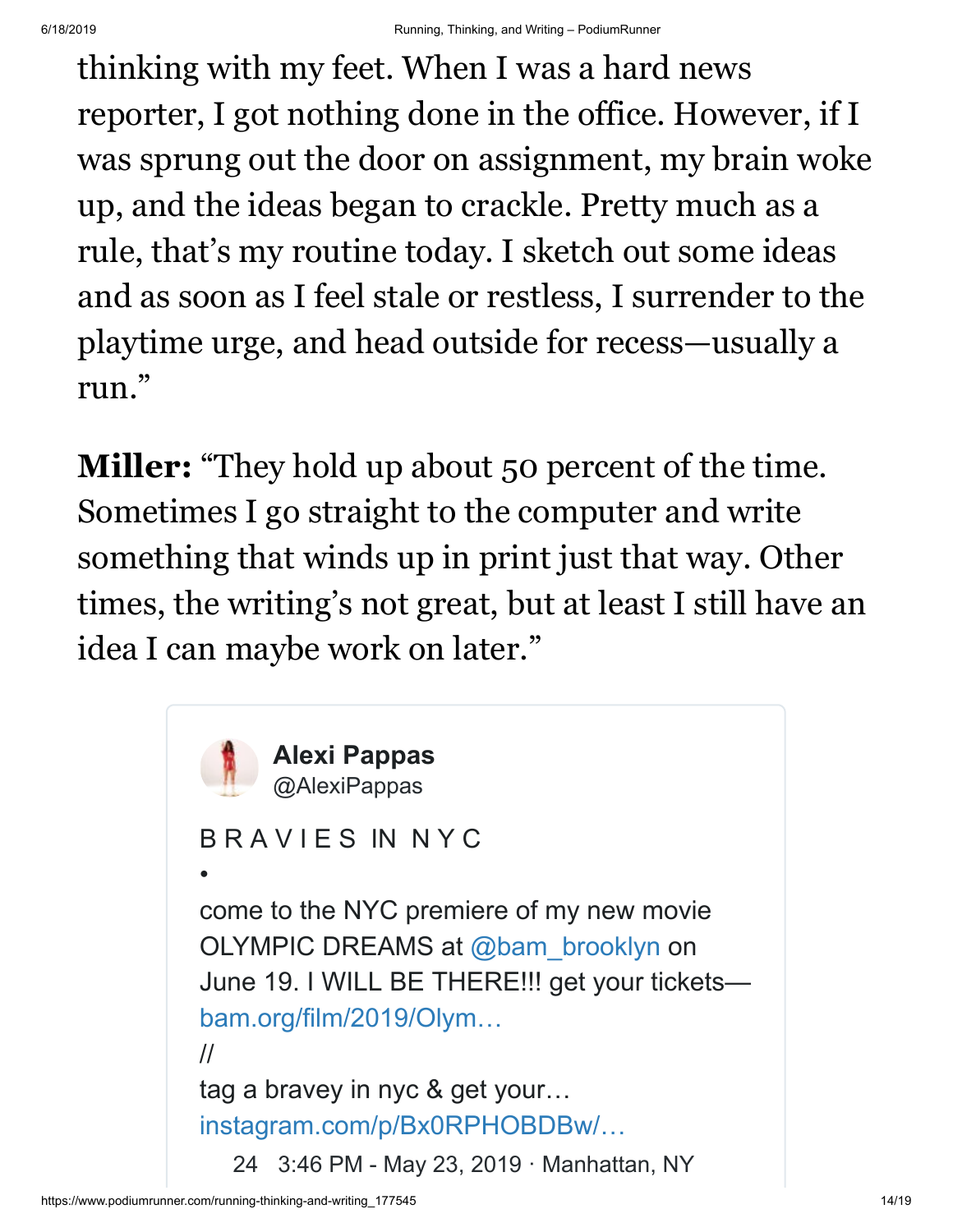thinking with my feet. When I was a hard news reporter, I got nothing done in the office. However, if I was sprung out the door on assignment, my brain woke up, and the ideas began to crackle. Pretty much as a rule, that's my routine today. I sketch out some ideas and as soon as I feel stale or restless, I surrender to the playtime urge, and head outside for recess—usually a run."

**Miller:** "They hold up about 50 percent of the time. Sometimes I go straight to the computer and write something that winds up in print just that way. Other times, the writing's not great, but at least I still have an idea I can maybe work on later."

> **Alexi Pappas**
> @AlexiPappas
>
> B R A V I E S IN N Y C
>
> •
>
> come to the NYC premiere of my new movie OLYMPIC DREAMS at @bam_brooklyn on June 19. I WILL BE THERE!!! get your tickets— bam.org/film/2019/Olym…
>
> //
>
> tag a bravey in nyc & get your… instagram.com/p/Bx0RPHOBDBw/…
>
> 24 3:46 PM - May 23, 2019 · Manhattan, NY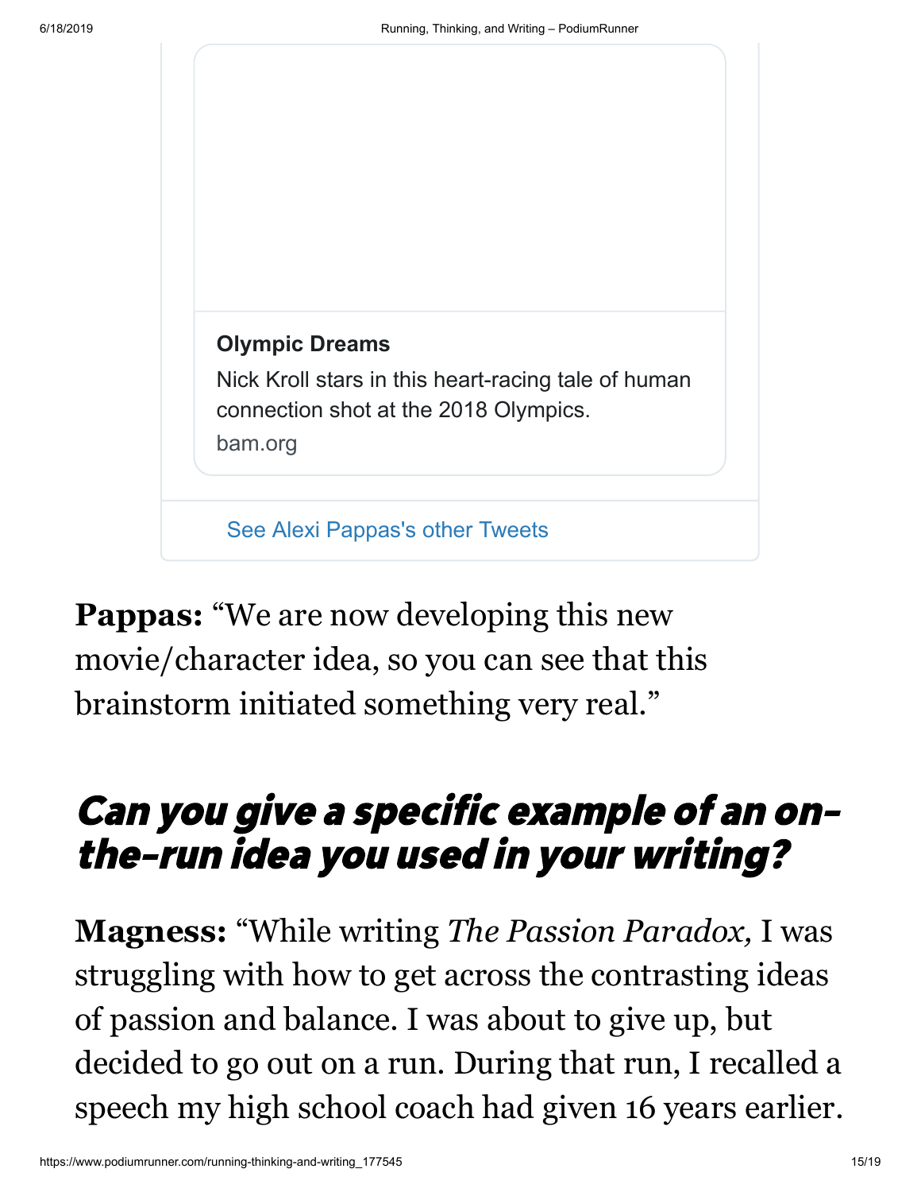**Olympic Dreams**

Nick Kroll stars in this heart-racing tale of human connection shot at the 2018 Olympics.

bam.org

See Alexi Pappas's other Tweets

**Pappas:** "We are now developing this new movie/character idea, so you can see that this brainstorm initiated something very real."

## *Can you give a specific example of an on-the-run idea you used in your writing?*

**Magness:** "While writing *The Passion Paradox,* I was struggling with how to get across the contrasting ideas of passion and balance. I was about to give up, but decided to go out on a run. During that run, I recalled a speech my high school coach had given 16 years earlier.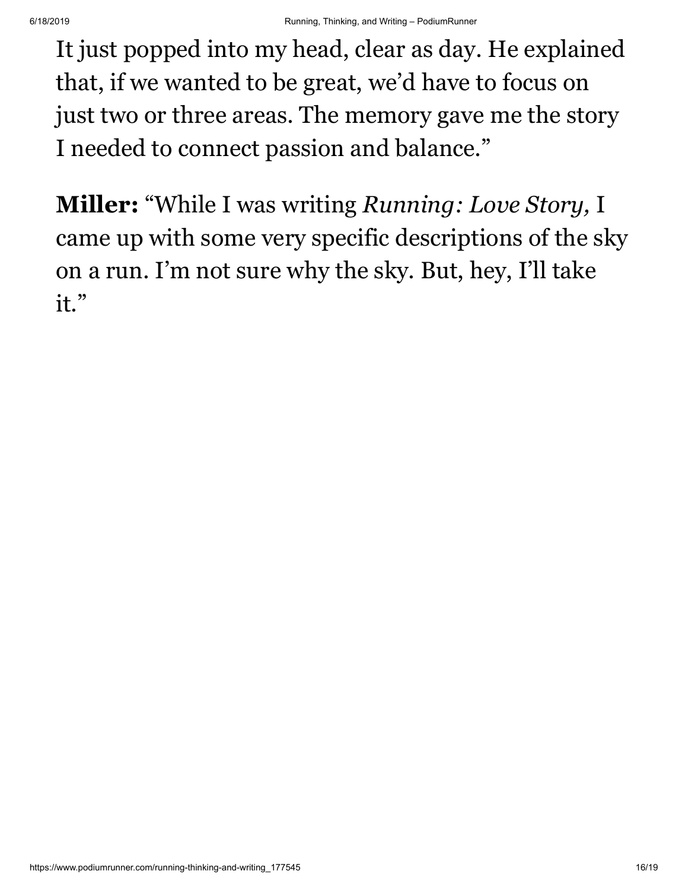It just popped into my head, clear as day. He explained that, if we wanted to be great, we'd have to focus on just two or three areas. The memory gave me the story I needed to connect passion and balance."

**Miller:** "While I was writing *Running: Love Story,* I came up with some very specific descriptions of the sky on a run. I'm not sure why the sky. But, hey, I'll take it."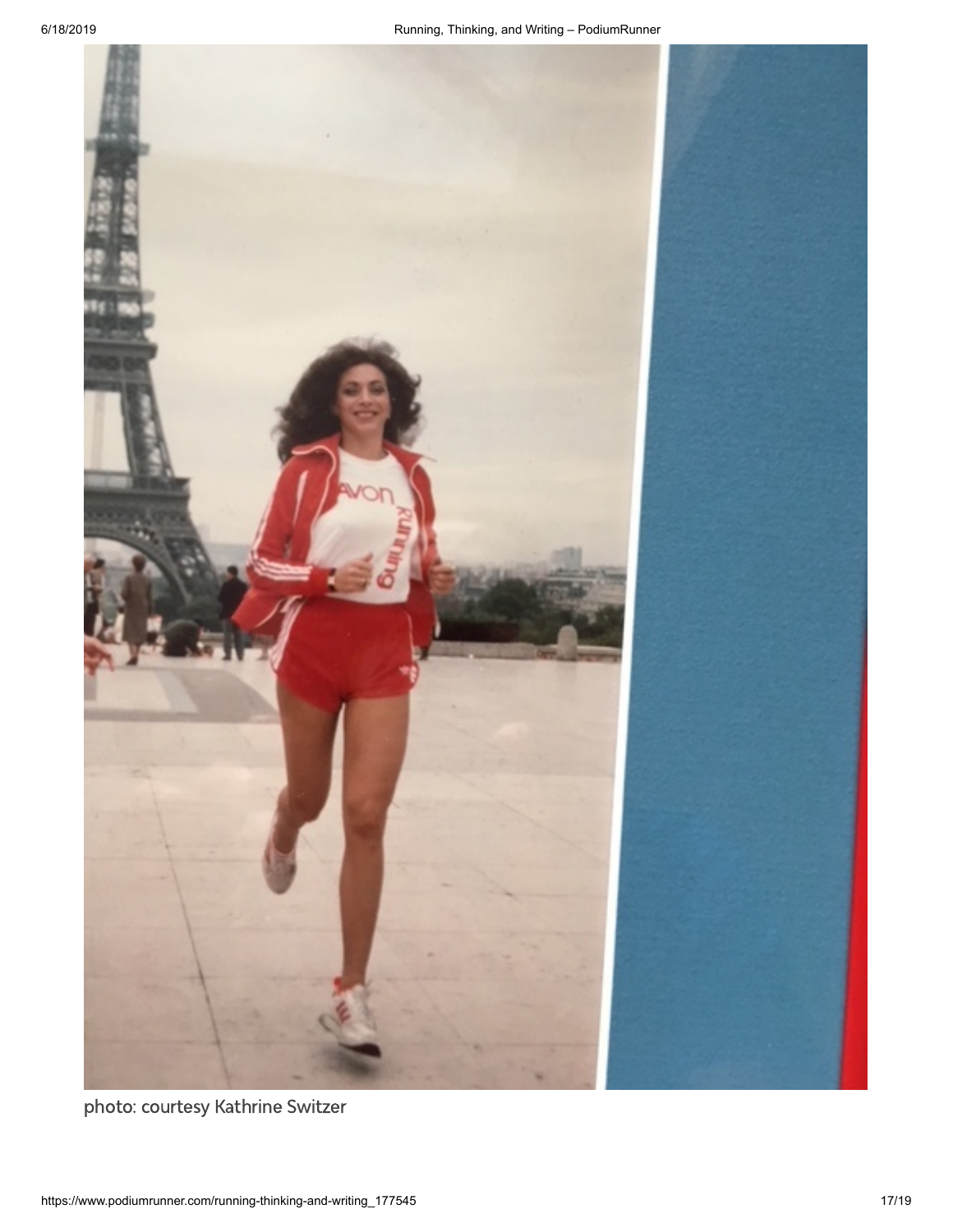photo: courtesy Kathrine Switzer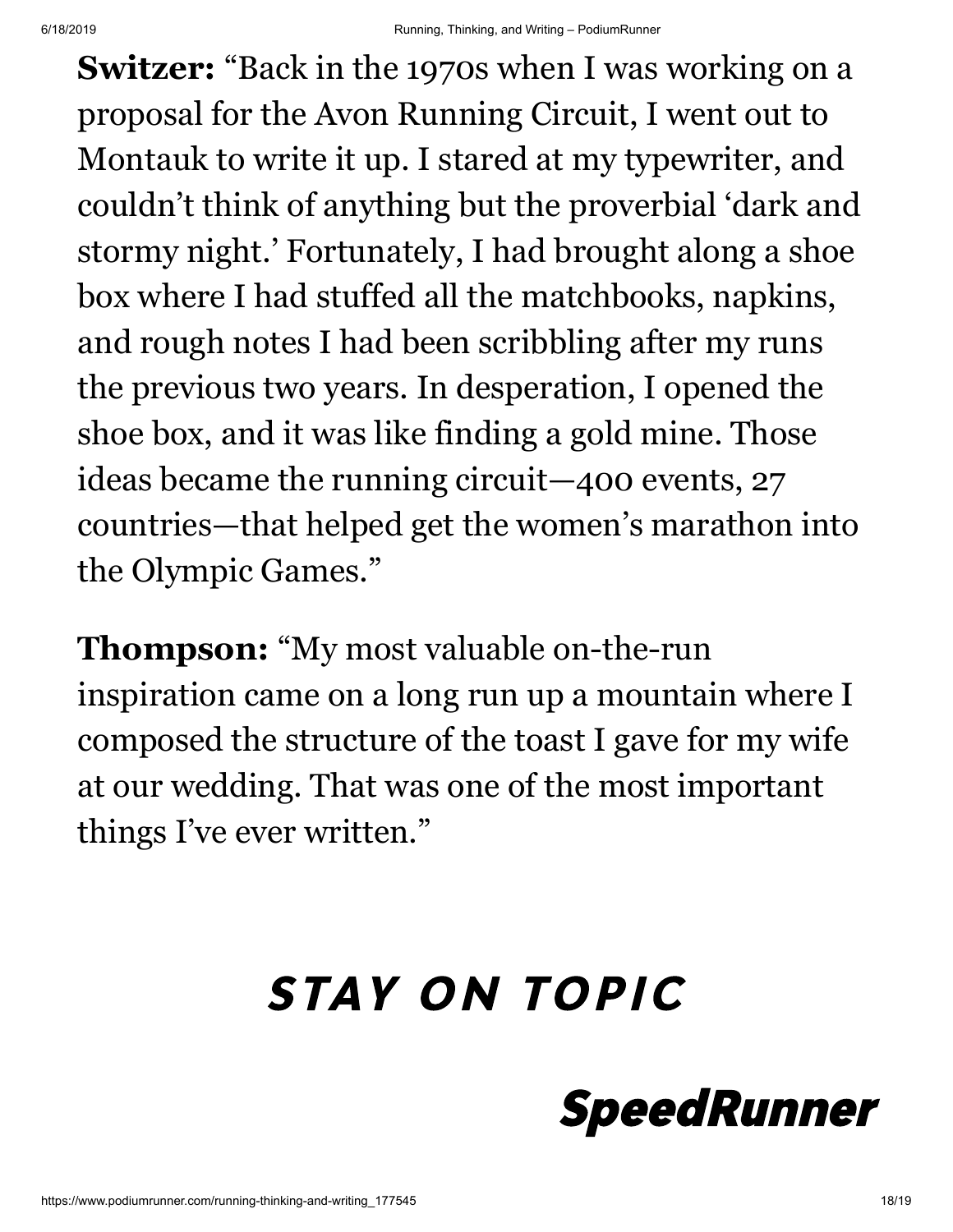**Switzer:** "Back in the 1970s when I was working on a proposal for the Avon Running Circuit, I went out to Montauk to write it up. I stared at my typewriter, and couldn't think of anything but the proverbial 'dark and stormy night.' Fortunately, I had brought along a shoe box where I had stuffed all the matchbooks, napkins, and rough notes I had been scribbling after my runs the previous two years. In desperation, I opened the shoe box, and it was like finding a gold mine. Those ideas became the running circuit—400 events, 27 countries—that helped get the women's marathon into the Olympic Games."

**Thompson:** "My most valuable on-the-run inspiration came on a long run up a mountain where I composed the structure of the toast I gave for my wife at our wedding. That was one of the most important things I've ever written."

## *STAY ON TOPIC*

***SpeedRunner***